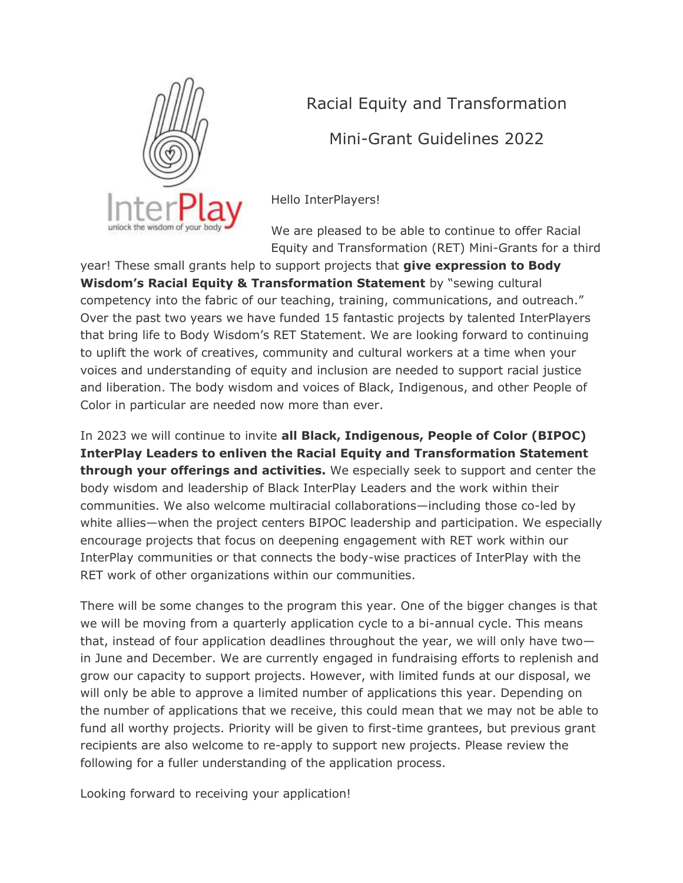# Racial Equity and Transformation

# Mini-Grant Guidelines 2022

Hello InterPlayers!

We are pleased to be able to continue to offer Racial Equity and Transformation (RET) Mini-Grants for a third year! These small grants help to support projects that **give expression to Body Wisdom's Racial Equity & Transformation Statement** by "sewing cultural competency into the fabric of our teaching, training, communications, and outreach." Over the past two years we have funded 15 fantastic projects by talented InterPlayers that bring life to Body Wisdom's RET Statement. We are looking forward to continuing to uplift the work of creatives, community and cultural workers at a time when your voices and understanding of equity and inclusion are needed to support racial justice and liberation. The body wisdom and voices of Black, Indigenous, and other People of Color in particular are needed now more than ever.

In 2023 we will continue to invite **all Black, Indigenous, People of Color (BIPOC) InterPlay Leaders to enliven the Racial Equity and Transformation Statement through your offerings and activities.** We especially seek to support and center the body wisdom and leadership of Black InterPlay Leaders and the work within their communities. We also welcome multiracial collaborations—including those co-led by white allies—when the project centers BIPOC leadership and participation. We especially encourage projects that focus on deepening engagement with RET work within our InterPlay communities or that connects the body-wise practices of InterPlay with the RET work of other organizations within our communities.

There will be some changes to the program this year. One of the bigger changes is that we will be moving from a quarterly application cycle to a bi-annual cycle. This means that, instead of four application deadlines throughout the year, we will only have two—in June and December. We are currently engaged in fundraising efforts to replenish and grow our capacity to support projects. However, with limited funds at our disposal, we will only be able to approve a limited number of applications this year. Depending on the number of applications that we receive, this could mean that we may not be able to fund all worthy projects. Priority will be given to first-time grantees, but previous grant recipients are also welcome to re-apply to support new projects. Please review the following for a fuller understanding of the application process.

Looking forward to receiving your application!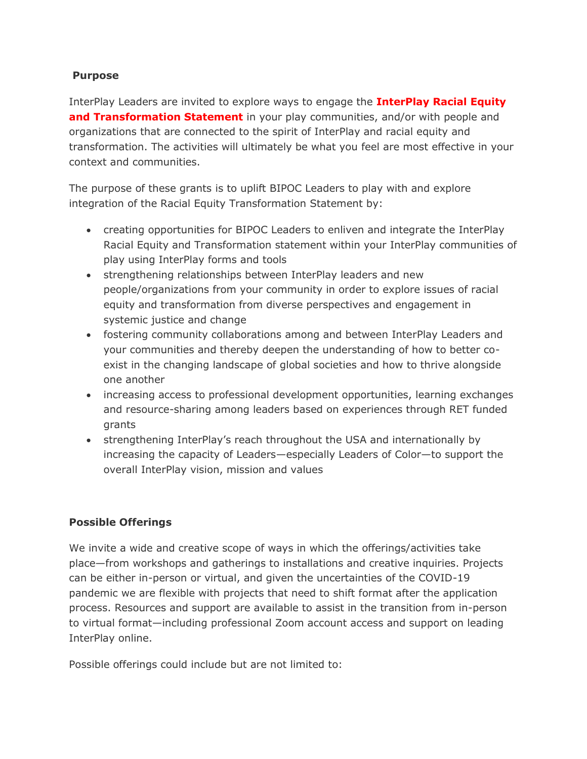## Purpose

InterPlay Leaders are invited to explore ways to engage the **InterPlay Racial Equity and Transformation Statement** in your play communities, and/or with people and organizations that are connected to the spirit of InterPlay and racial equity and transformation. The activities will ultimately be what you feel are most effective in your context and communities.

The purpose of these grants is to uplift BIPOC Leaders to play with and explore integration of the Racial Equity Transformation Statement by:

- creating opportunities for BIPOC Leaders to enliven and integrate the InterPlay Racial Equity and Transformation statement within your InterPlay communities of play using InterPlay forms and tools
- strengthening relationships between InterPlay leaders and new people/organizations from your community in order to explore issues of racial equity and transformation from diverse perspectives and engagement in systemic justice and change
- fostering community collaborations among and between InterPlay Leaders and your communities and thereby deepen the understanding of how to better co-exist in the changing landscape of global societies and how to thrive alongside one another
- increasing access to professional development opportunities, learning exchanges and resource-sharing among leaders based on experiences through RET funded grants
- strengthening InterPlay's reach throughout the USA and internationally by increasing the capacity of Leaders—especially Leaders of Color—to support the overall InterPlay vision, mission and values

## Possible Offerings

We invite a wide and creative scope of ways in which the offerings/activities take place—from workshops and gatherings to installations and creative inquiries. Projects can be either in-person or virtual, and given the uncertainties of the COVID-19 pandemic we are flexible with projects that need to shift format after the application process. Resources and support are available to assist in the transition from in-person to virtual format—including professional Zoom account access and support on leading InterPlay online.

Possible offerings could include but are not limited to: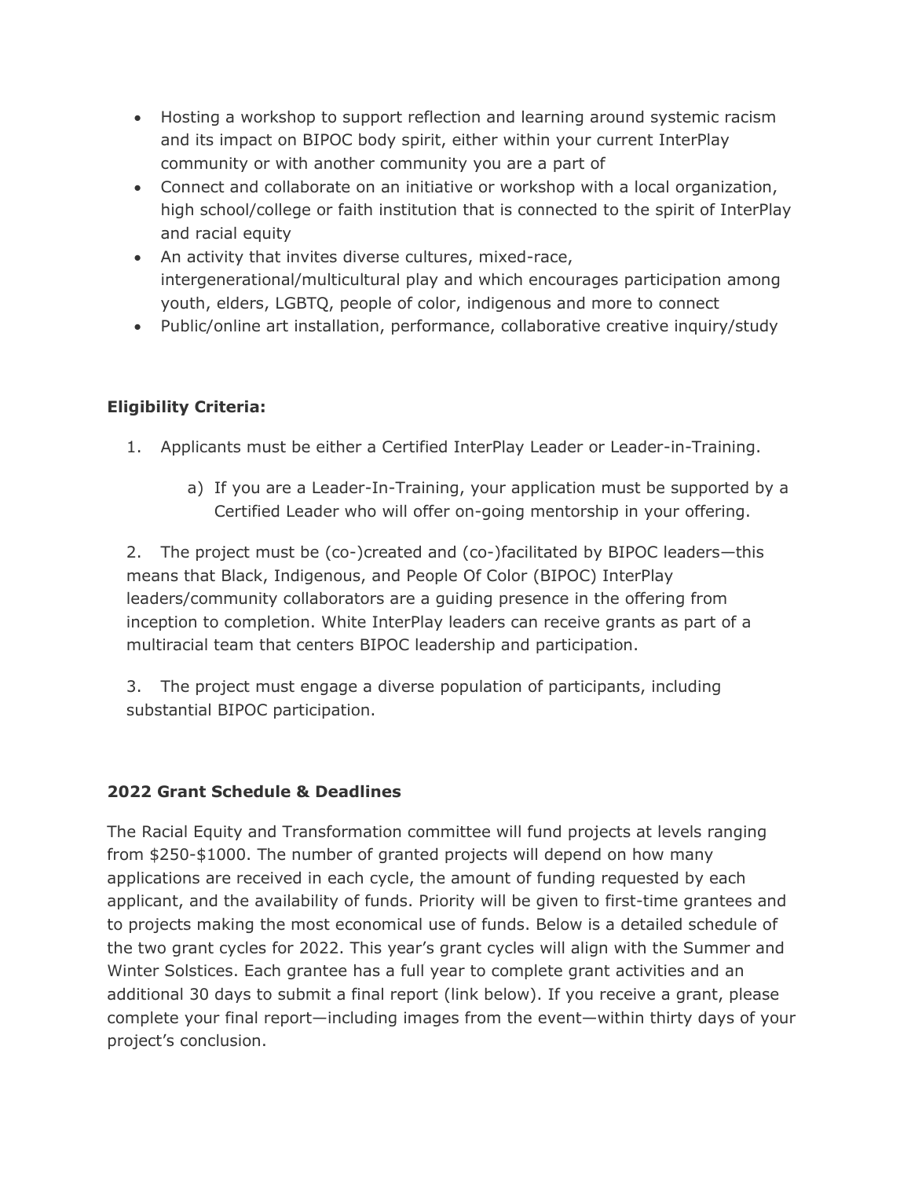- Hosting a workshop to support reflection and learning around systemic racism and its impact on BIPOC body spirit, either within your current InterPlay community or with another community you are a part of
- Connect and collaborate on an initiative or workshop with a local organization, high school/college or faith institution that is connected to the spirit of InterPlay and racial equity
- An activity that invites diverse cultures, mixed-race, intergenerational/multicultural play and which encourages participation among youth, elders, LGBTQ, people of color, indigenous and more to connect
- Public/online art installation, performance, collaborative creative inquiry/study

**Eligibility Criteria:**

1. Applicants must be either a Certified InterPlay Leader or Leader-in-Training.

   a) If you are a Leader-In-Training, your application must be supported by a Certified Leader who will offer on-going mentorship in your offering.

2. The project must be (co-)created and (co-)facilitated by BIPOC leaders—this means that Black, Indigenous, and People Of Color (BIPOC) InterPlay leaders/community collaborators are a guiding presence in the offering from inception to completion. White InterPlay leaders can receive grants as part of a multiracial team that centers BIPOC leadership and participation.

3. The project must engage a diverse population of participants, including substantial BIPOC participation.

**2022 Grant Schedule & Deadlines**

The Racial Equity and Transformation committee will fund projects at levels ranging from $250-$1000. The number of granted projects will depend on how many applications are received in each cycle, the amount of funding requested by each applicant, and the availability of funds. Priority will be given to first-time grantees and to projects making the most economical use of funds. Below is a detailed schedule of the two grant cycles for 2022. This year's grant cycles will align with the Summer and Winter Solstices. Each grantee has a full year to complete grant activities and an additional 30 days to submit a final report (link below). If you receive a grant, please complete your final report—including images from the event—within thirty days of your project's conclusion.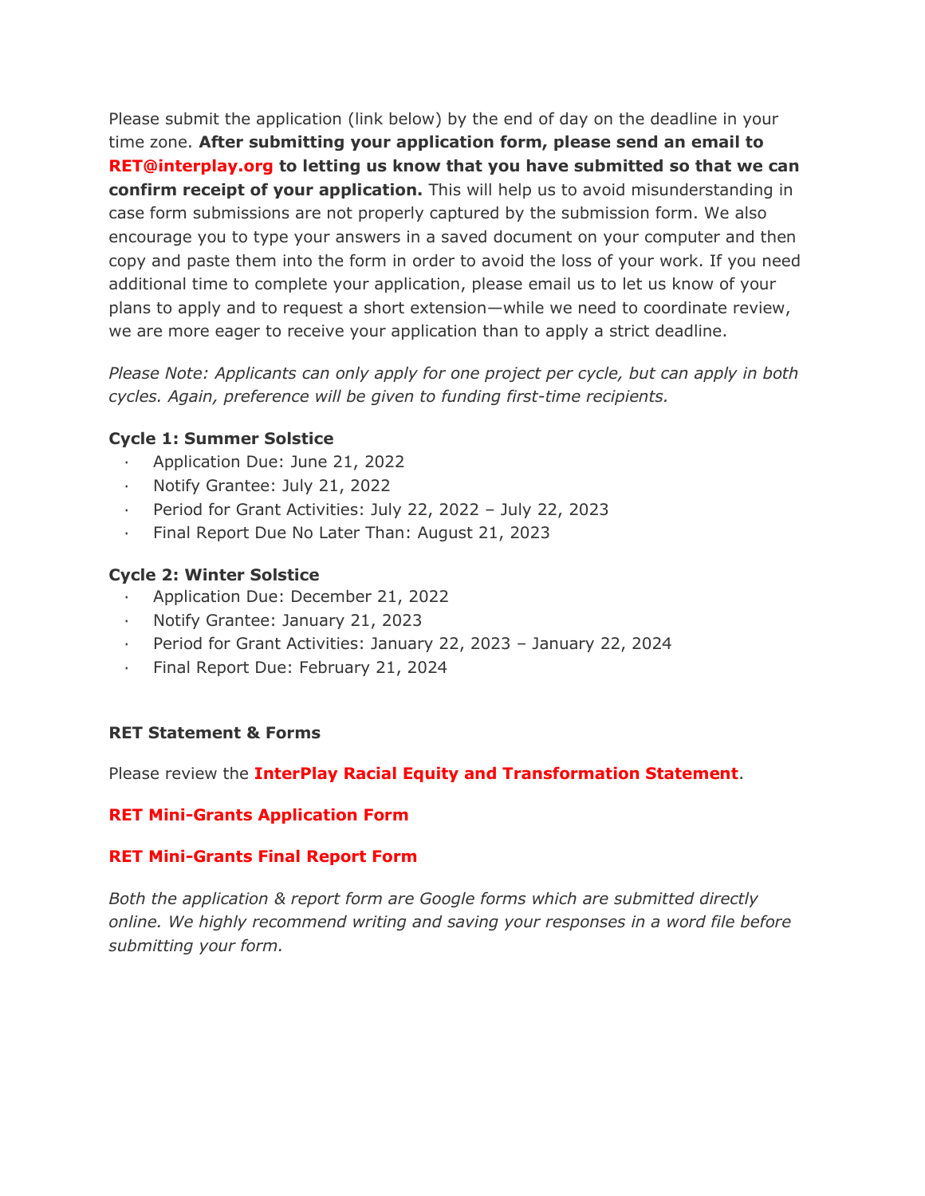Please submit the application (link below) by the end of day on the deadline in your time zone. **After submitting your application form, please send an email to RET@interplay.org to letting us know that you have submitted so that we can confirm receipt of your application.** This will help us to avoid misunderstanding in case form submissions are not properly captured by the submission form. We also encourage you to type your answers in a saved document on your computer and then copy and paste them into the form in order to avoid the loss of your work. If you need additional time to complete your application, please email us to let us know of your plans to apply and to request a short extension—while we need to coordinate review, we are more eager to receive your application than to apply a strict deadline.

*Please Note: Applicants can only apply for one project per cycle, but can apply in both cycles. Again, preference will be given to funding first-time recipients.*

**Cycle 1: Summer Solstice**

- Application Due: June 21, 2022
- Notify Grantee: July 21, 2022
- Period for Grant Activities: July 22, 2022 – July 22, 2023
- Final Report Due No Later Than: August 21, 2023

**Cycle 2: Winter Solstice**

- Application Due: December 21, 2022
- Notify Grantee: January 21, 2023
- Period for Grant Activities: January 22, 2023 – January 22, 2024
- Final Report Due: February 21, 2024

**RET Statement & Forms**

Please review the **InterPlay Racial Equity and Transformation Statement**.

**RET Mini-Grants Application Form**

**RET Mini-Grants Final Report Form**

*Both the application & report form are Google forms which are submitted directly online. We highly recommend writing and saving your responses in a word file before submitting your form.*